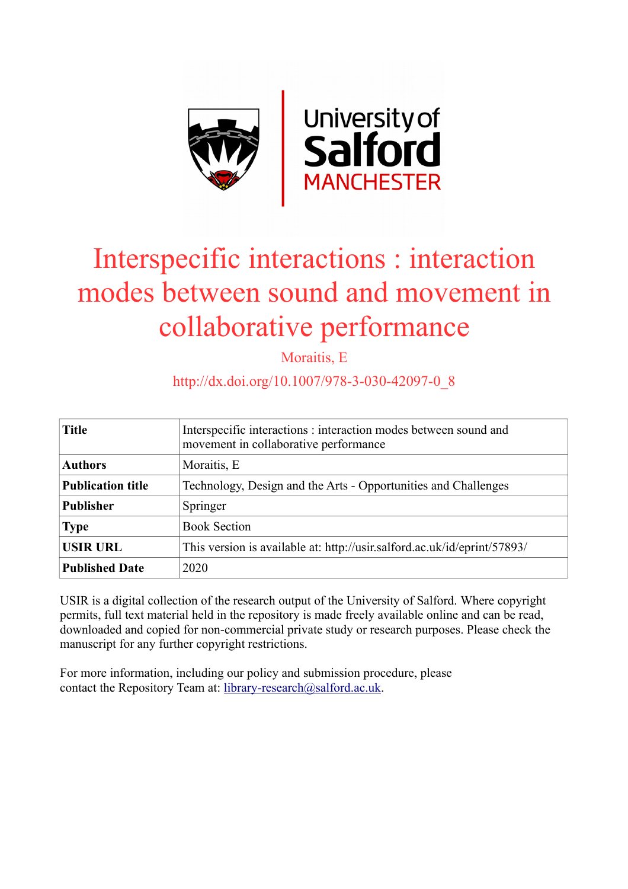# Interspecific interactions : interaction modes between sound and movement in collaborative performance

Moraitis, E

http://dx.doi.org/10.1007/978-3-030-42097-0_8

| | |
|---|---|
| **Title** | Interspecific interactions : interaction modes between sound and movement in collaborative performance |
| **Authors** | Moraitis, E |
| **Publication title** | Technology, Design and the Arts - Opportunities and Challenges |
| **Publisher** | Springer |
| **Type** | Book Section |
| **USIR URL** | This version is available at: http://usir.salford.ac.uk/id/eprint/57893/ |
| **Published Date** | 2020 |

USIR is a digital collection of the research output of the University of Salford. Where copyright permits, full text material held in the repository is made freely available online and can be read, downloaded and copied for non-commercial private study or research purposes. Please check the manuscript for any further copyright restrictions.

For more information, including our policy and submission procedure, please contact the Repository Team at: library-research@salford.ac.uk.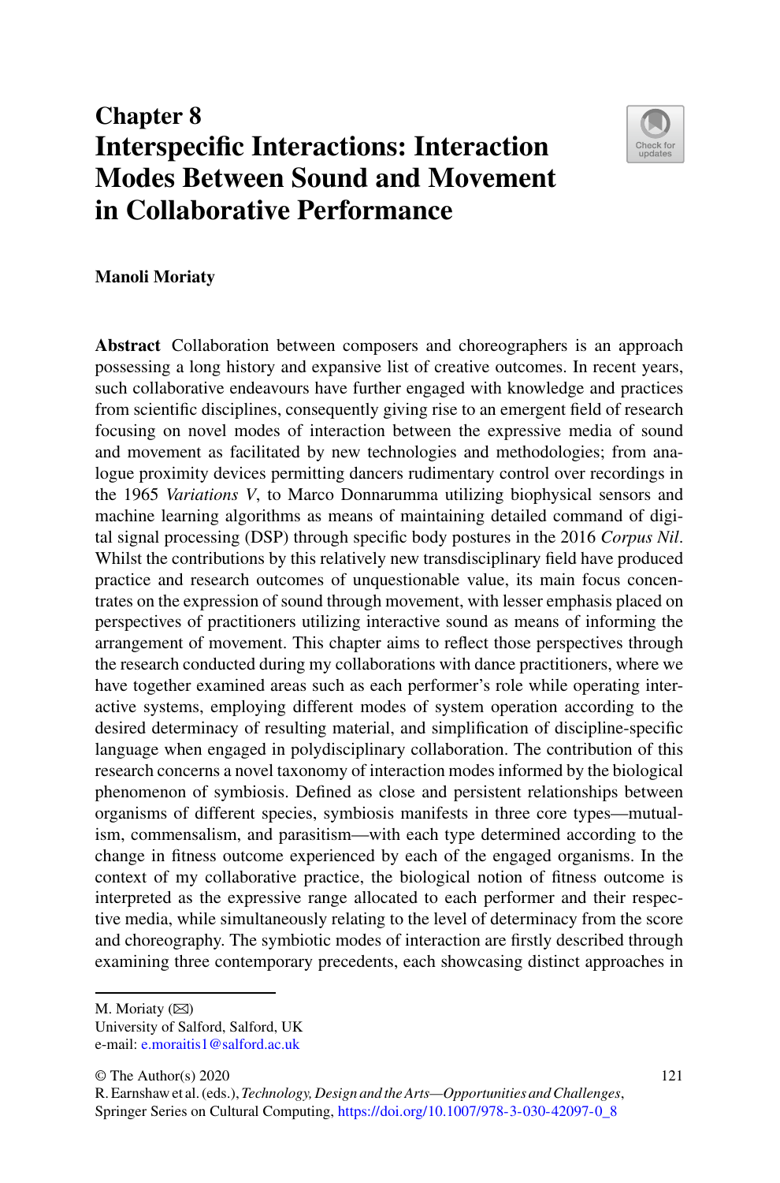# Chapter 8
# Interspecific Interactions: Interaction Modes Between Sound and Movement in Collaborative Performance

**Manoli Moriaty**

**Abstract** Collaboration between composers and choreographers is an approach possessing a long history and expansive list of creative outcomes. In recent years, such collaborative endeavours have further engaged with knowledge and practices from scientific disciplines, consequently giving rise to an emergent field of research focusing on novel modes of interaction between the expressive media of sound and movement as facilitated by new technologies and methodologies; from analogue proximity devices permitting dancers rudimentary control over recordings in the 1965 *Variations V*, to Marco Donnarumma utilizing biophysical sensors and machine learning algorithms as means of maintaining detailed command of digital signal processing (DSP) through specific body postures in the 2016 *Corpus Nil*. Whilst the contributions by this relatively new transdisciplinary field have produced practice and research outcomes of unquestionable value, its main focus concentrates on the expression of sound through movement, with lesser emphasis placed on perspectives of practitioners utilizing interactive sound as means of informing the arrangement of movement. This chapter aims to reflect those perspectives through the research conducted during my collaborations with dance practitioners, where we have together examined areas such as each performer's role while operating interactive systems, employing different modes of system operation according to the desired determinacy of resulting material, and simplification of discipline-specific language when engaged in polydisciplinary collaboration. The contribution of this research concerns a novel taxonomy of interaction modes informed by the biological phenomenon of symbiosis. Defined as close and persistent relationships between organisms of different species, symbiosis manifests in three core types—mutualism, commensalism, and parasitism—with each type determined according to the change in fitness outcome experienced by each of the engaged organisms. In the context of my collaborative practice, the biological notion of fitness outcome is interpreted as the expressive range allocated to each performer and their respective media, while simultaneously relating to the level of determinacy from the score and choreography. The symbiotic modes of interaction are firstly described through examining three contemporary precedents, each showcasing distinct approaches in

M. Moriaty (✉)
University of Salford, Salford, UK
e-mail: e.moraitis1@salford.ac.uk

© The Author(s) 2020
R. Earnshaw et al. (eds.), *Technology, Design and the Arts—Opportunities and Challenges*, Springer Series on Cultural Computing, https://doi.org/10.1007/978-3-030-42097-0_8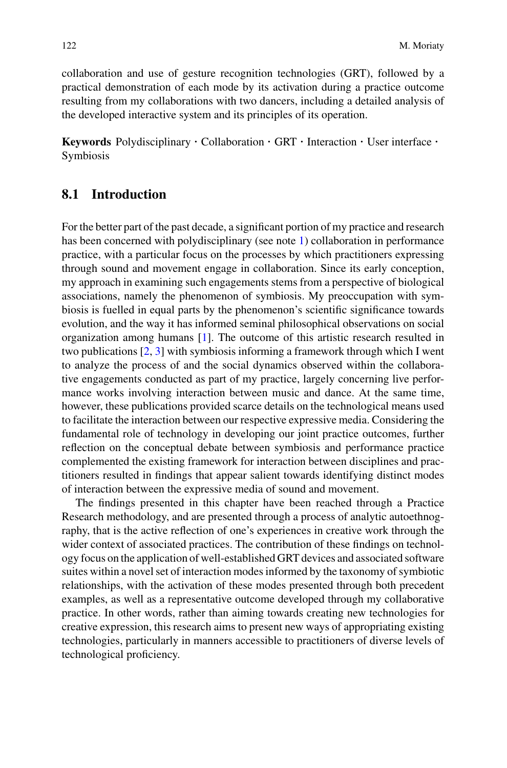collaboration and use of gesture recognition technologies (GRT), followed by a practical demonstration of each mode by its activation during a practice outcome resulting from my collaborations with two dancers, including a detailed analysis of the developed interactive system and its principles of its operation.

**Keywords** Polydisciplinary · Collaboration · GRT · Interaction · User interface · Symbiosis

## 8.1 Introduction

For the better part of the past decade, a significant portion of my practice and research has been concerned with polydisciplinary (see note 1) collaboration in performance practice, with a particular focus on the processes by which practitioners expressing through sound and movement engage in collaboration. Since its early conception, my approach in examining such engagements stems from a perspective of biological associations, namely the phenomenon of symbiosis. My preoccupation with symbiosis is fuelled in equal parts by the phenomenon's scientific significance towards evolution, and the way it has informed seminal philosophical observations on social organization among humans [1]. The outcome of this artistic research resulted in two publications [2, 3] with symbiosis informing a framework through which I went to analyze the process of and the social dynamics observed within the collaborative engagements conducted as part of my practice, largely concerning live performance works involving interaction between music and dance. At the same time, however, these publications provided scarce details on the technological means used to facilitate the interaction between our respective expressive media. Considering the fundamental role of technology in developing our joint practice outcomes, further reflection on the conceptual debate between symbiosis and performance practice complemented the existing framework for interaction between disciplines and practitioners resulted in findings that appear salient towards identifying distinct modes of interaction between the expressive media of sound and movement.

The findings presented in this chapter have been reached through a Practice Research methodology, and are presented through a process of analytic autoethnography, that is the active reflection of one's experiences in creative work through the wider context of associated practices. The contribution of these findings on technology focus on the application of well-established GRT devices and associated software suites within a novel set of interaction modes informed by the taxonomy of symbiotic relationships, with the activation of these modes presented through both precedent examples, as well as a representative outcome developed through my collaborative practice. In other words, rather than aiming towards creating new technologies for creative expression, this research aims to present new ways of appropriating existing technologies, particularly in manners accessible to practitioners of diverse levels of technological proficiency.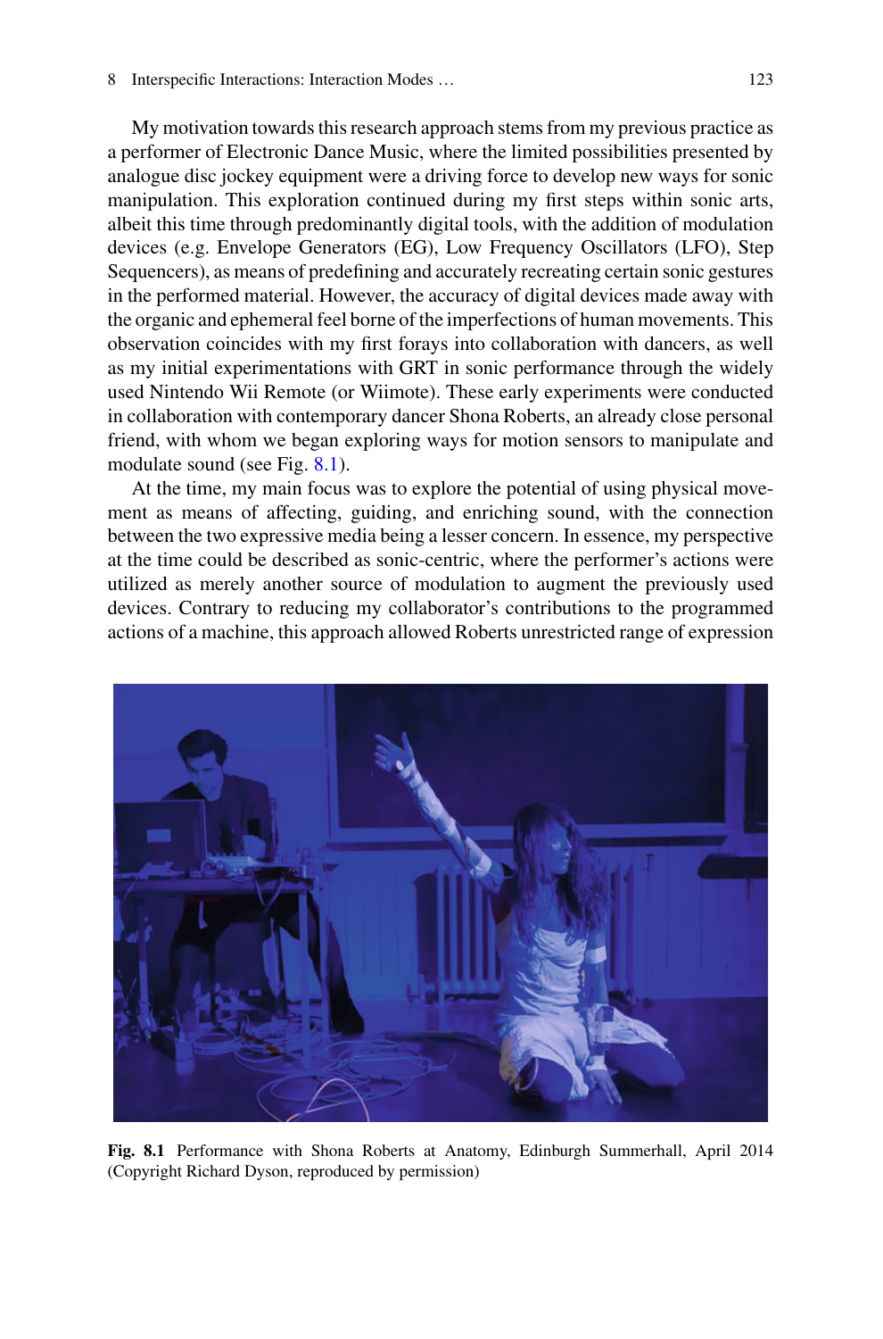My motivation towards this research approach stems from my previous practice as a performer of Electronic Dance Music, where the limited possibilities presented by analogue disc jockey equipment were a driving force to develop new ways for sonic manipulation. This exploration continued during my first steps within sonic arts, albeit this time through predominantly digital tools, with the addition of modulation devices (e.g. Envelope Generators (EG), Low Frequency Oscillators (LFO), Step Sequencers), as means of predefining and accurately recreating certain sonic gestures in the performed material. However, the accuracy of digital devices made away with the organic and ephemeral feel borne of the imperfections of human movements. This observation coincides with my first forays into collaboration with dancers, as well as my initial experimentations with GRT in sonic performance through the widely used Nintendo Wii Remote (or Wiimote). These early experiments were conducted in collaboration with contemporary dancer Shona Roberts, an already close personal friend, with whom we began exploring ways for motion sensors to manipulate and modulate sound (see Fig. 8.1).

At the time, my main focus was to explore the potential of using physical movement as means of affecting, guiding, and enriching sound, with the connection between the two expressive media being a lesser concern. In essence, my perspective at the time could be described as sonic-centric, where the performer's actions were utilized as merely another source of modulation to augment the previously used devices. Contrary to reducing my collaborator's contributions to the programmed actions of a machine, this approach allowed Roberts unrestricted range of expression

**Fig. 8.1** Performance with Shona Roberts at Anatomy, Edinburgh Summerhall, April 2014 (Copyright Richard Dyson, reproduced by permission)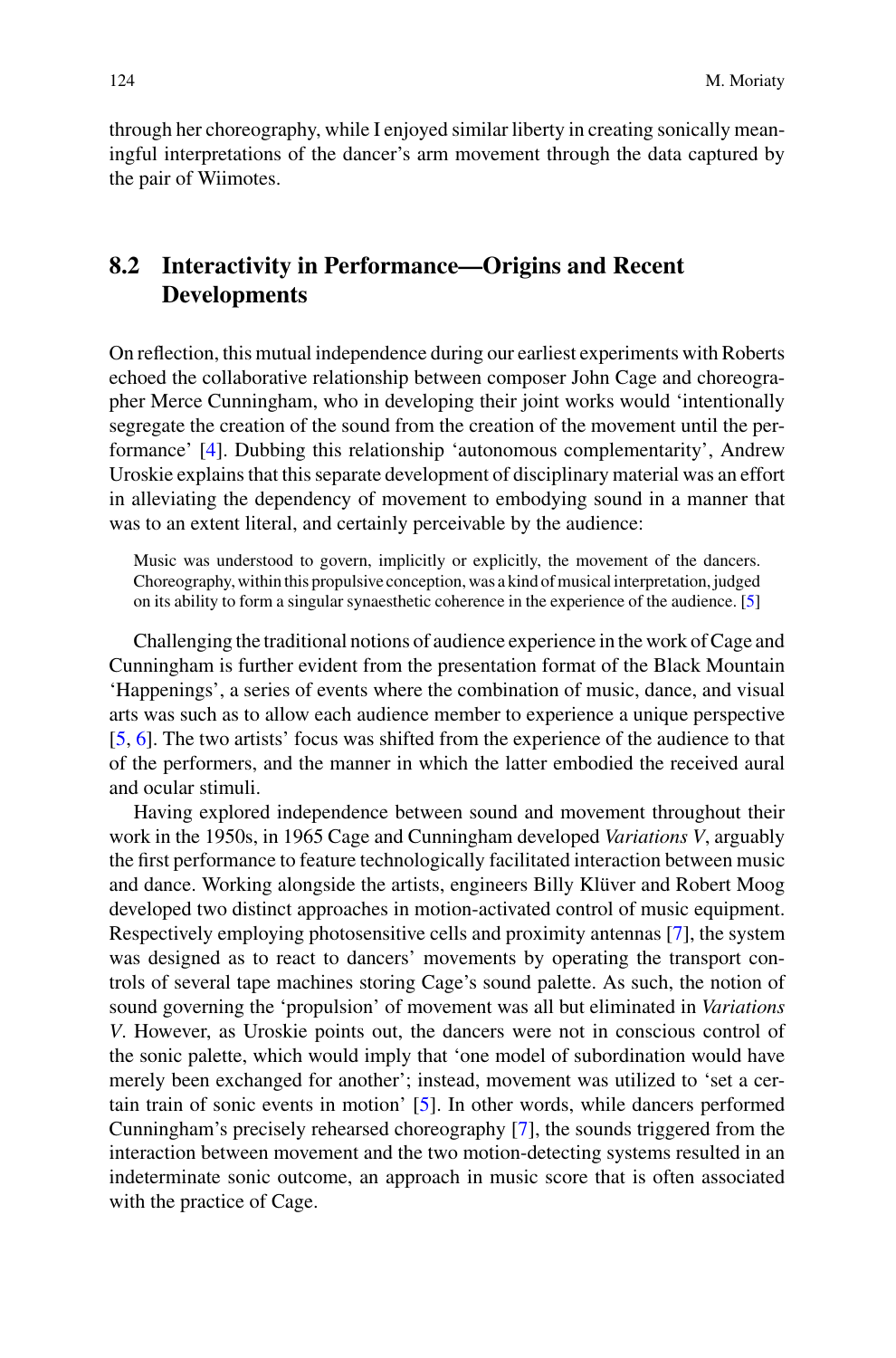through her choreography, while I enjoyed similar liberty in creating sonically meaningful interpretations of the dancer's arm movement through the data captured by the pair of Wiimotes.

## 8.2 Interactivity in Performance—Origins and Recent Developments

On reflection, this mutual independence during our earliest experiments with Roberts echoed the collaborative relationship between composer John Cage and choreographer Merce Cunningham, who in developing their joint works would 'intentionally segregate the creation of the sound from the creation of the movement until the performance' [4]. Dubbing this relationship 'autonomous complementarity', Andrew Uroskie explains that this separate development of disciplinary material was an effort in alleviating the dependency of movement to embodying sound in a manner that was to an extent literal, and certainly perceivable by the audience:

> Music was understood to govern, implicitly or explicitly, the movement of the dancers. Choreography, within this propulsive conception, was a kind of musical interpretation, judged on its ability to form a singular synaesthetic coherence in the experience of the audience. [5]

Challenging the traditional notions of audience experience in the work of Cage and Cunningham is further evident from the presentation format of the Black Mountain 'Happenings', a series of events where the combination of music, dance, and visual arts was such as to allow each audience member to experience a unique perspective [5, 6]. The two artists' focus was shifted from the experience of the audience to that of the performers, and the manner in which the latter embodied the received aural and ocular stimuli.

Having explored independence between sound and movement throughout their work in the 1950s, in 1965 Cage and Cunningham developed *Variations V*, arguably the first performance to feature technologically facilitated interaction between music and dance. Working alongside the artists, engineers Billy Klüver and Robert Moog developed two distinct approaches in motion-activated control of music equipment. Respectively employing photosensitive cells and proximity antennas [7], the system was designed as to react to dancers' movements by operating the transport controls of several tape machines storing Cage's sound palette. As such, the notion of sound governing the 'propulsion' of movement was all but eliminated in *Variations V*. However, as Uroskie points out, the dancers were not in conscious control of the sonic palette, which would imply that 'one model of subordination would have merely been exchanged for another'; instead, movement was utilized to 'set a certain train of sonic events in motion' [5]. In other words, while dancers performed Cunningham's precisely rehearsed choreography [7], the sounds triggered from the interaction between movement and the two motion-detecting systems resulted in an indeterminate sonic outcome, an approach in music score that is often associated with the practice of Cage.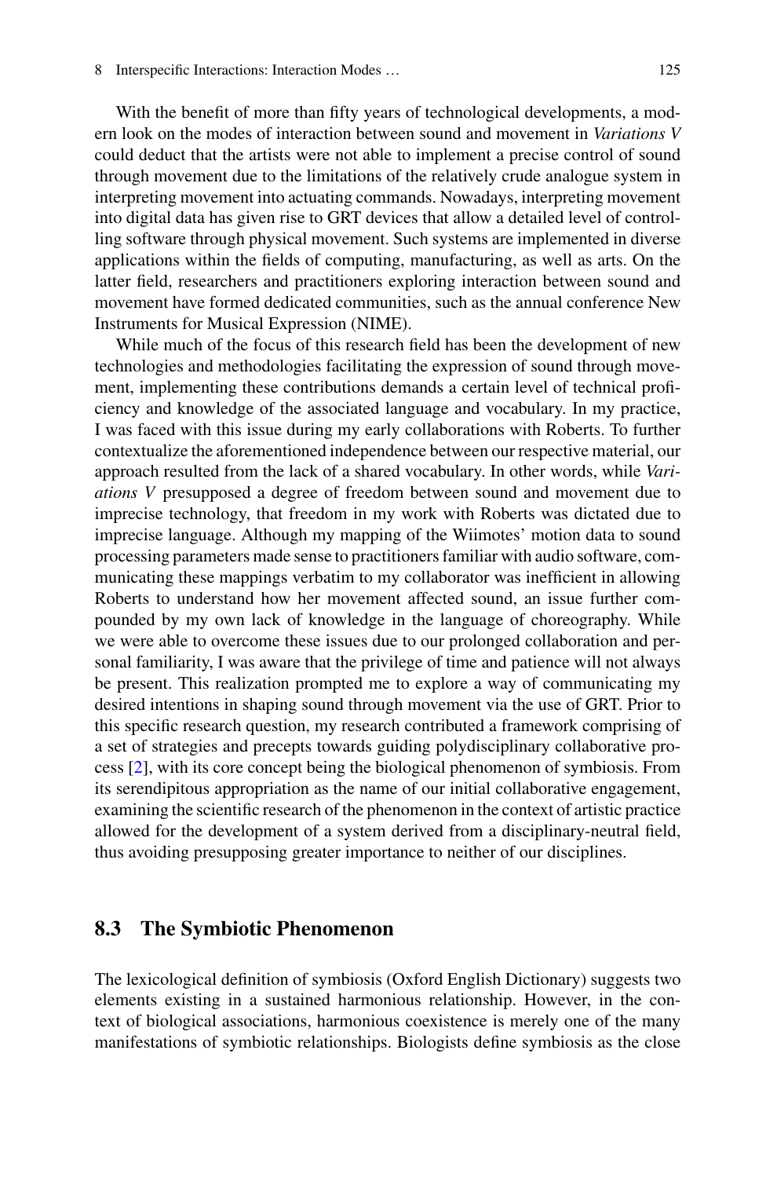With the benefit of more than fifty years of technological developments, a modern look on the modes of interaction between sound and movement in *Variations V* could deduct that the artists were not able to implement a precise control of sound through movement due to the limitations of the relatively crude analogue system in interpreting movement into actuating commands. Nowadays, interpreting movement into digital data has given rise to GRT devices that allow a detailed level of controlling software through physical movement. Such systems are implemented in diverse applications within the fields of computing, manufacturing, as well as arts. On the latter field, researchers and practitioners exploring interaction between sound and movement have formed dedicated communities, such as the annual conference New Instruments for Musical Expression (NIME).

While much of the focus of this research field has been the development of new technologies and methodologies facilitating the expression of sound through movement, implementing these contributions demands a certain level of technical proficiency and knowledge of the associated language and vocabulary. In my practice, I was faced with this issue during my early collaborations with Roberts. To further contextualize the aforementioned independence between our respective material, our approach resulted from the lack of a shared vocabulary. In other words, while *Variations V* presupposed a degree of freedom between sound and movement due to imprecise technology, that freedom in my work with Roberts was dictated due to imprecise language. Although my mapping of the Wiimotes' motion data to sound processing parameters made sense to practitioners familiar with audio software, communicating these mappings verbatim to my collaborator was inefficient in allowing Roberts to understand how her movement affected sound, an issue further compounded by my own lack of knowledge in the language of choreography. While we were able to overcome these issues due to our prolonged collaboration and personal familiarity, I was aware that the privilege of time and patience will not always be present. This realization prompted me to explore a way of communicating my desired intentions in shaping sound through movement via the use of GRT. Prior to this specific research question, my research contributed a framework comprising of a set of strategies and precepts towards guiding polydisciplinary collaborative process [2], with its core concept being the biological phenomenon of symbiosis. From its serendipitous appropriation as the name of our initial collaborative engagement, examining the scientific research of the phenomenon in the context of artistic practice allowed for the development of a system derived from a disciplinary-neutral field, thus avoiding presupposing greater importance to neither of our disciplines.

## 8.3 The Symbiotic Phenomenon

The lexicological definition of symbiosis (Oxford English Dictionary) suggests two elements existing in a sustained harmonious relationship. However, in the context of biological associations, harmonious coexistence is merely one of the many manifestations of symbiotic relationships. Biologists define symbiosis as the close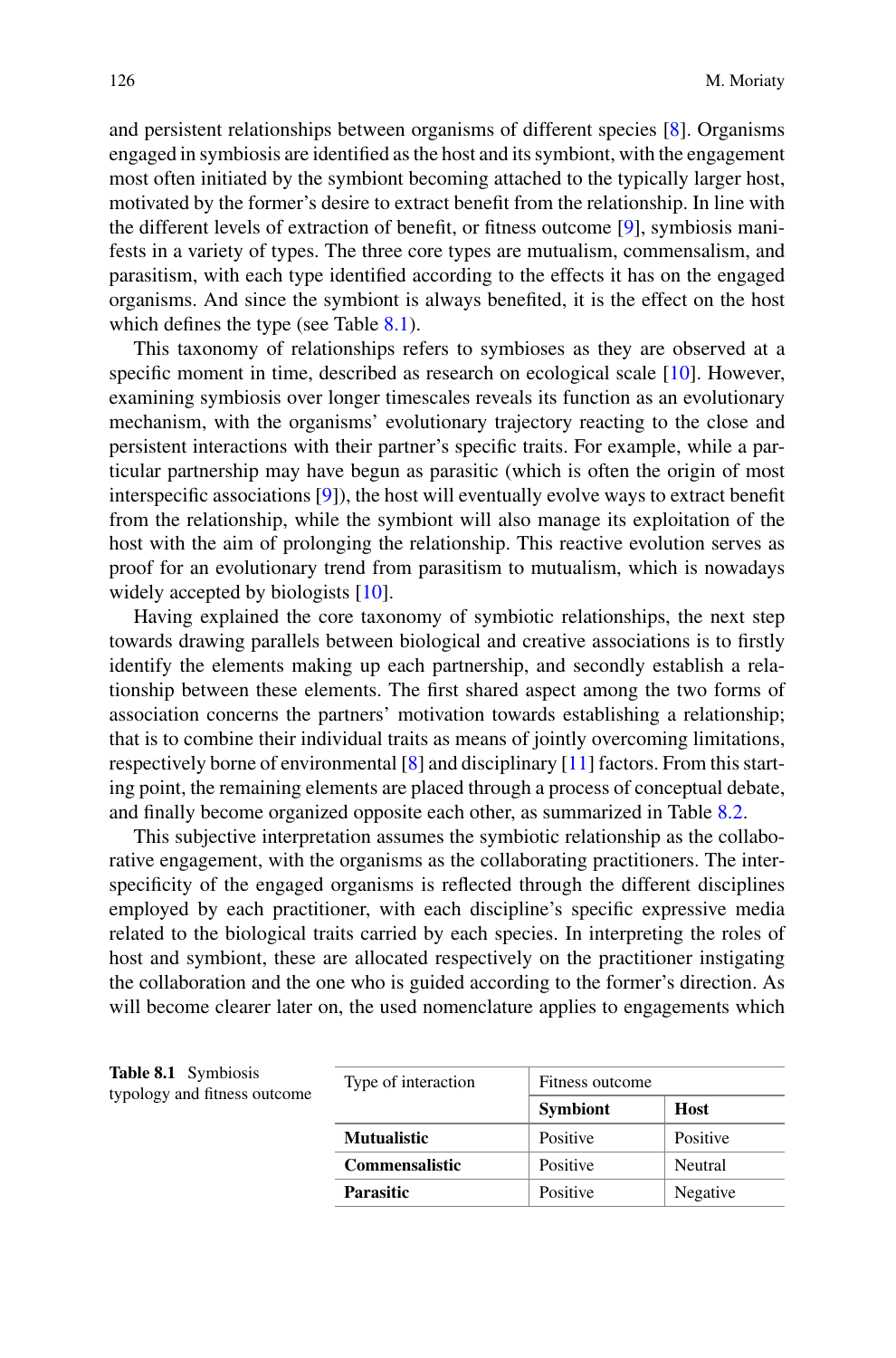and persistent relationships between organisms of different species [8]. Organisms engaged in symbiosis are identified as the host and its symbiont, with the engagement most often initiated by the symbiont becoming attached to the typically larger host, motivated by the former's desire to extract benefit from the relationship. In line with the different levels of extraction of benefit, or fitness outcome [9], symbiosis manifests in a variety of types. The three core types are mutualism, commensalism, and parasitism, with each type identified according to the effects it has on the engaged organisms. And since the symbiont is always benefited, it is the effect on the host which defines the type (see Table 8.1).

This taxonomy of relationships refers to symbioses as they are observed at a specific moment in time, described as research on ecological scale [10]. However, examining symbiosis over longer timescales reveals its function as an evolutionary mechanism, with the organisms' evolutionary trajectory reacting to the close and persistent interactions with their partner's specific traits. For example, while a particular partnership may have begun as parasitic (which is often the origin of most interspecific associations [9]), the host will eventually evolve ways to extract benefit from the relationship, while the symbiont will also manage its exploitation of the host with the aim of prolonging the relationship. This reactive evolution serves as proof for an evolutionary trend from parasitism to mutualism, which is nowadays widely accepted by biologists [10].

Having explained the core taxonomy of symbiotic relationships, the next step towards drawing parallels between biological and creative associations is to firstly identify the elements making up each partnership, and secondly establish a relationship between these elements. The first shared aspect among the two forms of association concerns the partners' motivation towards establishing a relationship; that is to combine their individual traits as means of jointly overcoming limitations, respectively borne of environmental [8] and disciplinary [11] factors. From this starting point, the remaining elements are placed through a process of conceptual debate, and finally become organized opposite each other, as summarized in Table 8.2.

This subjective interpretation assumes the symbiotic relationship as the collaborative engagement, with the organisms as the collaborating practitioners. The interspecificity of the engaged organisms is reflected through the different disciplines employed by each practitioner, with each discipline's specific expressive media related to the biological traits carried by each species. In interpreting the roles of host and symbiont, these are allocated respectively on the practitioner instigating the collaboration and the one who is guided according to the former's direction. As will become clearer later on, the used nomenclature applies to engagements which

**Table 8.1** Symbiosis typology and fitness outcome

| Type of interaction | Fitness outcome | |
|---|---|---|
| | **Symbiont** | **Host** |
| **Mutualistic** | Positive | Positive |
| **Commensalistic** | Positive | Neutral |
| **Parasitic** | Positive | Negative |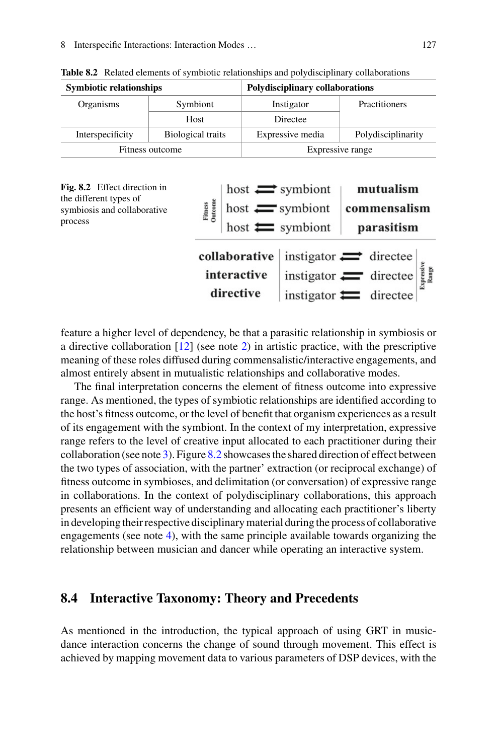**Table 8.2** Related elements of symbiotic relationships and polydisciplinary collaborations

| **Symbiotic relationships** | | **Polydisciplinary collaborations** | |
|---|---|---|---|
| Organisms | Symbiont | Instigator | Practitioners |
| | Host | Directee | |
| Interspecificity | Biological traits | Expressive media | Polydisciplinarity |
| Fitness outcome | | Expressive range | |

**Fig. 8.2** Effect direction in the different types of symbiosis and collaborative process

feature a higher level of dependency, be that a parasitic relationship in symbiosis or a directive collaboration [12] (see note 2) in artistic practice, with the prescriptive meaning of these roles diffused during commensalistic/interactive engagements, and almost entirely absent in mutualistic relationships and collaborative modes.

The final interpretation concerns the element of fitness outcome into expressive range. As mentioned, the types of symbiotic relationships are identified according to the host's fitness outcome, or the level of benefit that organism experiences as a result of its engagement with the symbiont. In the context of my interpretation, expressive range refers to the level of creative input allocated to each practitioner during their collaboration (see note 3). Figure 8.2 showcases the shared direction of effect between the two types of association, with the partner' extraction (or reciprocal exchange) of fitness outcome in symbioses, and delimitation (or conversation) of expressive range in collaborations. In the context of polydisciplinary collaborations, this approach presents an efficient way of understanding and allocating each practitioner's liberty in developing their respective disciplinary material during the process of collaborative engagements (see note 4), with the same principle available towards organizing the relationship between musician and dancer while operating an interactive system.

## 8.4 Interactive Taxonomy: Theory and Precedents

As mentioned in the introduction, the typical approach of using GRT in music-dance interaction concerns the change of sound through movement. This effect is achieved by mapping movement data to various parameters of DSP devices, with the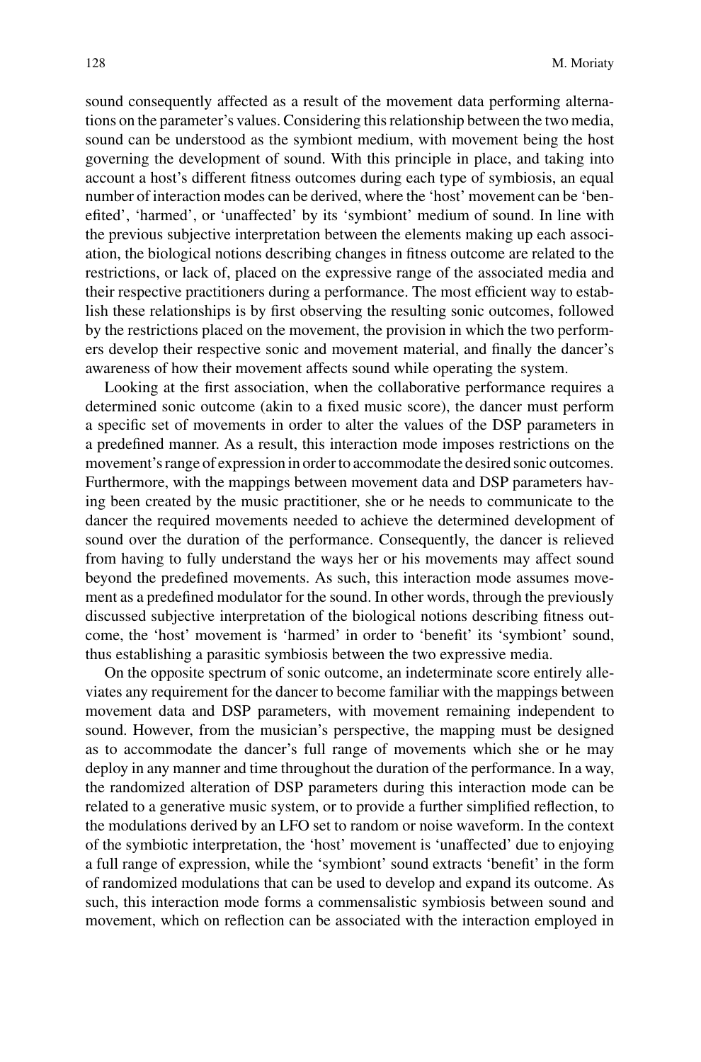sound consequently affected as a result of the movement data performing alternations on the parameter's values. Considering this relationship between the two media, sound can be understood as the symbiont medium, with movement being the host governing the development of sound. With this principle in place, and taking into account a host's different fitness outcomes during each type of symbiosis, an equal number of interaction modes can be derived, where the 'host' movement can be 'benefited', 'harmed', or 'unaffected' by its 'symbiont' medium of sound. In line with the previous subjective interpretation between the elements making up each association, the biological notions describing changes in fitness outcome are related to the restrictions, or lack of, placed on the expressive range of the associated media and their respective practitioners during a performance. The most efficient way to establish these relationships is by first observing the resulting sonic outcomes, followed by the restrictions placed on the movement, the provision in which the two performers develop their respective sonic and movement material, and finally the dancer's awareness of how their movement affects sound while operating the system.

Looking at the first association, when the collaborative performance requires a determined sonic outcome (akin to a fixed music score), the dancer must perform a specific set of movements in order to alter the values of the DSP parameters in a predefined manner. As a result, this interaction mode imposes restrictions on the movement's range of expression in order to accommodate the desired sonic outcomes. Furthermore, with the mappings between movement data and DSP parameters having been created by the music practitioner, she or he needs to communicate to the dancer the required movements needed to achieve the determined development of sound over the duration of the performance. Consequently, the dancer is relieved from having to fully understand the ways her or his movements may affect sound beyond the predefined movements. As such, this interaction mode assumes movement as a predefined modulator for the sound. In other words, through the previously discussed subjective interpretation of the biological notions describing fitness outcome, the 'host' movement is 'harmed' in order to 'benefit' its 'symbiont' sound, thus establishing a parasitic symbiosis between the two expressive media.

On the opposite spectrum of sonic outcome, an indeterminate score entirely alleviates any requirement for the dancer to become familiar with the mappings between movement data and DSP parameters, with movement remaining independent to sound. However, from the musician's perspective, the mapping must be designed as to accommodate the dancer's full range of movements which she or he may deploy in any manner and time throughout the duration of the performance. In a way, the randomized alteration of DSP parameters during this interaction mode can be related to a generative music system, or to provide a further simplified reflection, to the modulations derived by an LFO set to random or noise waveform. In the context of the symbiotic interpretation, the 'host' movement is 'unaffected' due to enjoying a full range of expression, while the 'symbiont' sound extracts 'benefit' in the form of randomized modulations that can be used to develop and expand its outcome. As such, this interaction mode forms a commensalistic symbiosis between sound and movement, which on reflection can be associated with the interaction employed in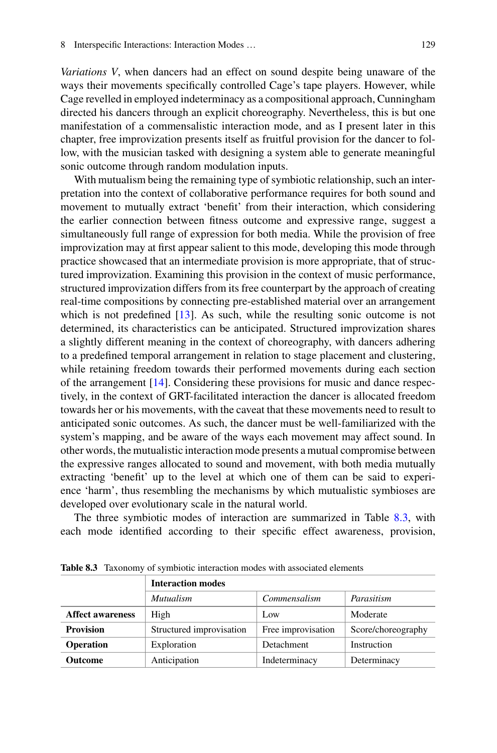*Variations V*, when dancers had an effect on sound despite being unaware of the ways their movements specifically controlled Cage's tape players. However, while Cage revelled in employed indeterminacy as a compositional approach, Cunningham directed his dancers through an explicit choreography. Nevertheless, this is but one manifestation of a commensalistic interaction mode, and as I present later in this chapter, free improvization presents itself as fruitful provision for the dancer to follow, with the musician tasked with designing a system able to generate meaningful sonic outcome through random modulation inputs.

With mutualism being the remaining type of symbiotic relationship, such an interpretation into the context of collaborative performance requires for both sound and movement to mutually extract 'benefit' from their interaction, which considering the earlier connection between fitness outcome and expressive range, suggest a simultaneously full range of expression for both media. While the provision of free improvization may at first appear salient to this mode, developing this mode through practice showcased that an intermediate provision is more appropriate, that of structured improvization. Examining this provision in the context of music performance, structured improvization differs from its free counterpart by the approach of creating real-time compositions by connecting pre-established material over an arrangement which is not predefined [13]. As such, while the resulting sonic outcome is not determined, its characteristics can be anticipated. Structured improvization shares a slightly different meaning in the context of choreography, with dancers adhering to a predefined temporal arrangement in relation to stage placement and clustering, while retaining freedom towards their performed movements during each section of the arrangement [14]. Considering these provisions for music and dance respectively, in the context of GRT-facilitated interaction the dancer is allocated freedom towards her or his movements, with the caveat that these movements need to result to anticipated sonic outcomes. As such, the dancer must be well-familiarized with the system's mapping, and be aware of the ways each movement may affect sound. In other words, the mutualistic interaction mode presents a mutual compromise between the expressive ranges allocated to sound and movement, with both media mutually extracting 'benefit' up to the level at which one of them can be said to experience 'harm', thus resembling the mechanisms by which mutualistic symbioses are developed over evolutionary scale in the natural world.

The three symbiotic modes of interaction are summarized in Table 8.3, with each mode identified according to their specific effect awareness, provision,

**Table 8.3** Taxonomy of symbiotic interaction modes with associated elements

| | **Interaction modes** | | |
|---|---|---|---|
| | *Mutualism* | *Commensalism* | *Parasitism* |
| **Affect awareness** | High | Low | Moderate |
| **Provision** | Structured improvisation | Free improvisation | Score/choreography |
| **Operation** | Exploration | Detachment | Instruction |
| **Outcome** | Anticipation | Indeterminacy | Determinacy |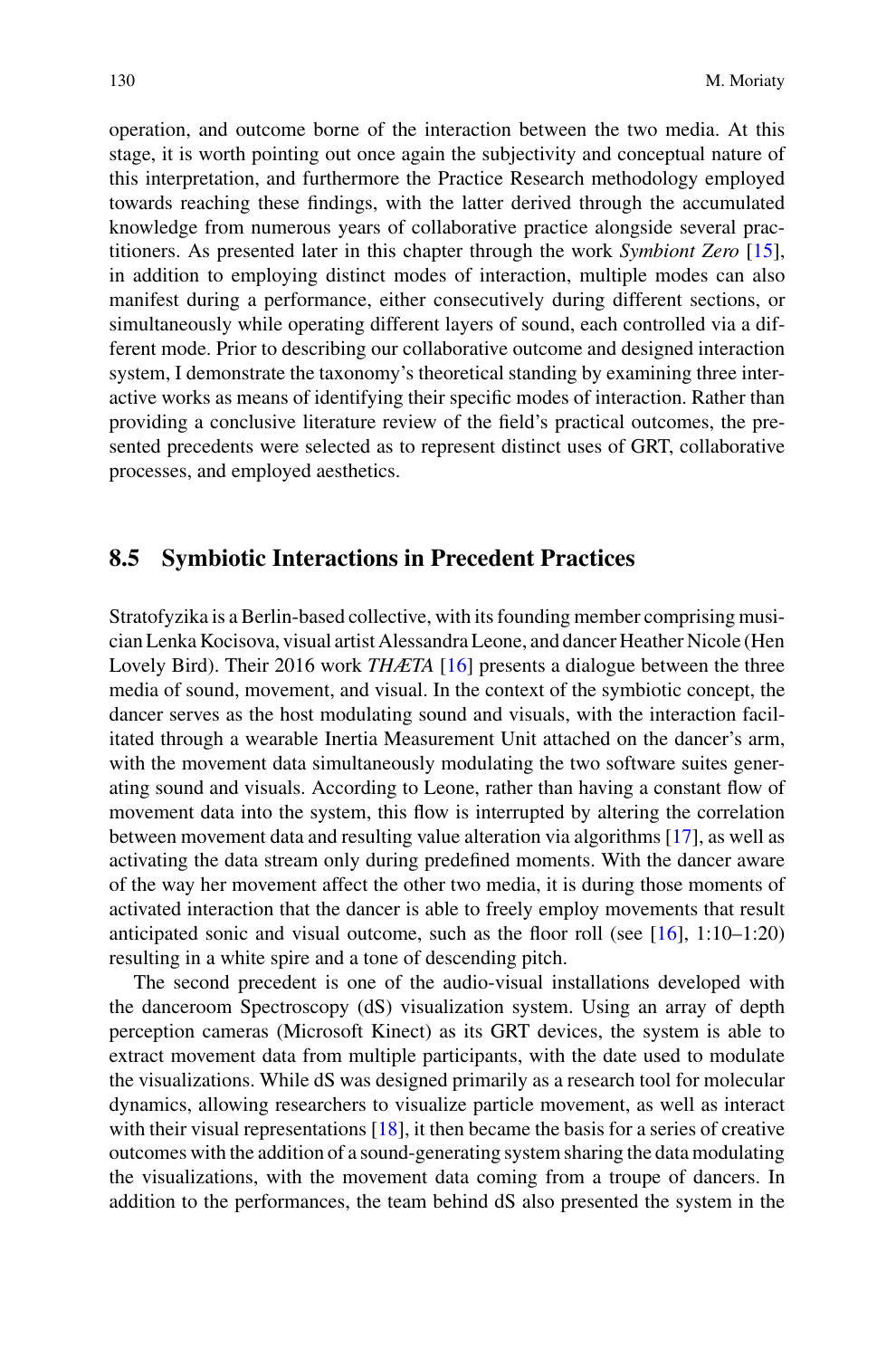operation, and outcome borne of the interaction between the two media. At this stage, it is worth pointing out once again the subjectivity and conceptual nature of this interpretation, and furthermore the Practice Research methodology employed towards reaching these findings, with the latter derived through the accumulated knowledge from numerous years of collaborative practice alongside several practitioners. As presented later in this chapter through the work *Symbiont Zero* [15], in addition to employing distinct modes of interaction, multiple modes can also manifest during a performance, either consecutively during different sections, or simultaneously while operating different layers of sound, each controlled via a different mode. Prior to describing our collaborative outcome and designed interaction system, I demonstrate the taxonomy's theoretical standing by examining three interactive works as means of identifying their specific modes of interaction. Rather than providing a conclusive literature review of the field's practical outcomes, the presented precedents were selected as to represent distinct uses of GRT, collaborative processes, and employed aesthetics.

## 8.5 Symbiotic Interactions in Precedent Practices

Stratofyzika is a Berlin-based collective, with its founding member comprising musician Lenka Kocisova, visual artist Alessandra Leone, and dancer Heather Nicole (Hen Lovely Bird). Their 2016 work *THÆTA* [16] presents a dialogue between the three media of sound, movement, and visual. In the context of the symbiotic concept, the dancer serves as the host modulating sound and visuals, with the interaction facilitated through a wearable Inertia Measurement Unit attached on the dancer's arm, with the movement data simultaneously modulating the two software suites generating sound and visuals. According to Leone, rather than having a constant flow of movement data into the system, this flow is interrupted by altering the correlation between movement data and resulting value alteration via algorithms [17], as well as activating the data stream only during predefined moments. With the dancer aware of the way her movement affect the other two media, it is during those moments of activated interaction that the dancer is able to freely employ movements that result anticipated sonic and visual outcome, such as the floor roll (see [16], 1:10–1:20) resulting in a white spire and a tone of descending pitch.

The second precedent is one of the audio-visual installations developed with the danceroom Spectroscopy (dS) visualization system. Using an array of depth perception cameras (Microsoft Kinect) as its GRT devices, the system is able to extract movement data from multiple participants, with the date used to modulate the visualizations. While dS was designed primarily as a research tool for molecular dynamics, allowing researchers to visualize particle movement, as well as interact with their visual representations [18], it then became the basis for a series of creative outcomes with the addition of a sound-generating system sharing the data modulating the visualizations, with the movement data coming from a troupe of dancers. In addition to the performances, the team behind dS also presented the system in the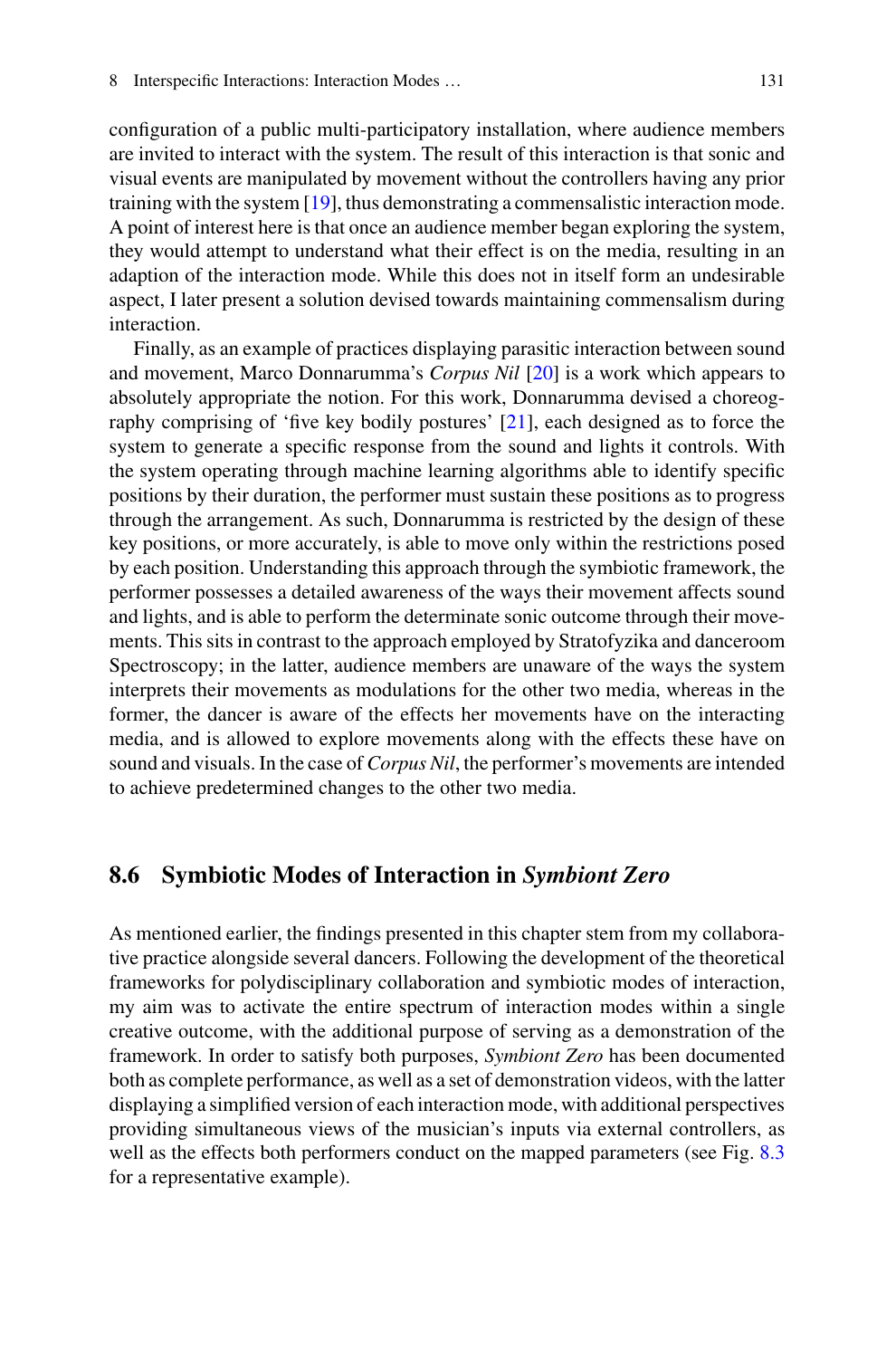configuration of a public multi-participatory installation, where audience members are invited to interact with the system. The result of this interaction is that sonic and visual events are manipulated by movement without the controllers having any prior training with the system [19], thus demonstrating a commensalistic interaction mode. A point of interest here is that once an audience member began exploring the system, they would attempt to understand what their effect is on the media, resulting in an adaption of the interaction mode. While this does not in itself form an undesirable aspect, I later present a solution devised towards maintaining commensalism during interaction.

Finally, as an example of practices displaying parasitic interaction between sound and movement, Marco Donnarumma's *Corpus Nil* [20] is a work which appears to absolutely appropriate the notion. For this work, Donnarumma devised a choreography comprising of 'five key bodily postures' [21], each designed as to force the system to generate a specific response from the sound and lights it controls. With the system operating through machine learning algorithms able to identify specific positions by their duration, the performer must sustain these positions as to progress through the arrangement. As such, Donnarumma is restricted by the design of these key positions, or more accurately, is able to move only within the restrictions posed by each position. Understanding this approach through the symbiotic framework, the performer possesses a detailed awareness of the ways their movement affects sound and lights, and is able to perform the determinate sonic outcome through their movements. This sits in contrast to the approach employed by Stratofyzika and danceroom Spectroscopy; in the latter, audience members are unaware of the ways the system interprets their movements as modulations for the other two media, whereas in the former, the dancer is aware of the effects her movements have on the interacting media, and is allowed to explore movements along with the effects these have on sound and visuals. In the case of *Corpus Nil*, the performer's movements are intended to achieve predetermined changes to the other two media.

## 8.6 Symbiotic Modes of Interaction in *Symbiont Zero*

As mentioned earlier, the findings presented in this chapter stem from my collaborative practice alongside several dancers. Following the development of the theoretical frameworks for polydisciplinary collaboration and symbiotic modes of interaction, my aim was to activate the entire spectrum of interaction modes within a single creative outcome, with the additional purpose of serving as a demonstration of the framework. In order to satisfy both purposes, *Symbiont Zero* has been documented both as complete performance, as well as a set of demonstration videos, with the latter displaying a simplified version of each interaction mode, with additional perspectives providing simultaneous views of the musician's inputs via external controllers, as well as the effects both performers conduct on the mapped parameters (see Fig. 8.3 for a representative example).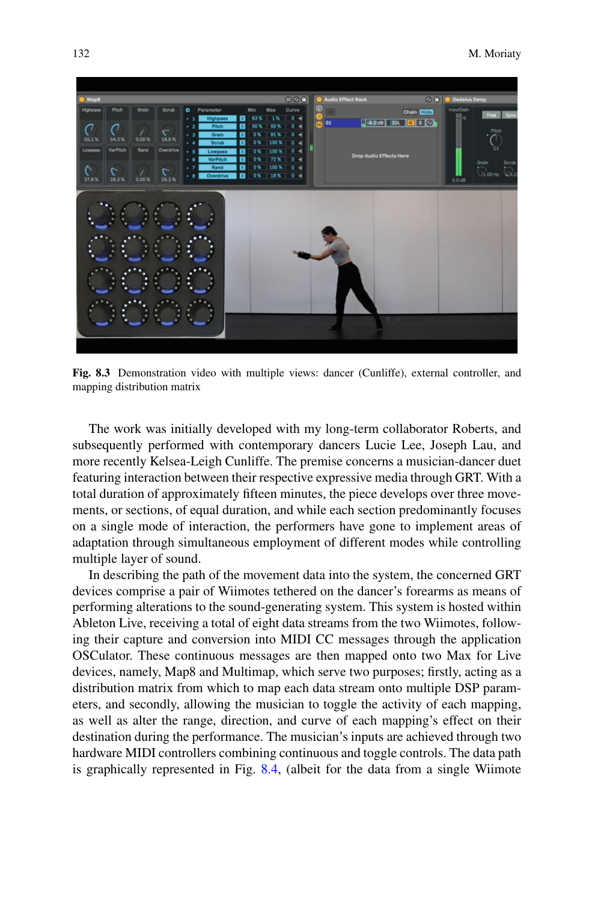**Fig. 8.3** Demonstration video with multiple views: dancer (Cunliffe), external controller, and mapping distribution matrix

The work was initially developed with my long-term collaborator Roberts, and subsequently performed with contemporary dancers Lucie Lee, Joseph Lau, and more recently Kelsea-Leigh Cunliffe. The premise concerns a musician-dancer duet featuring interaction between their respective expressive media through GRT. With a total duration of approximately fifteen minutes, the piece develops over three movements, or sections, of equal duration, and while each section predominantly focuses on a single mode of interaction, the performers have gone to implement areas of adaptation through simultaneous employment of different modes while controlling multiple layer of sound.

In describing the path of the movement data into the system, the concerned GRT devices comprise a pair of Wiimotes tethered on the dancer's forearms as means of performing alterations to the sound-generating system. This system is hosted within Ableton Live, receiving a total of eight data streams from the two Wiimotes, following their capture and conversion into MIDI CC messages through the application OSCulator. These continuous messages are then mapped onto two Max for Live devices, namely, Map8 and Multimap, which serve two purposes; firstly, acting as a distribution matrix from which to map each data stream onto multiple DSP parameters, and secondly, allowing the musician to toggle the activity of each mapping, as well as alter the range, direction, and curve of each mapping's effect on their destination during the performance. The musician's inputs are achieved through two hardware MIDI controllers combining continuous and toggle controls. The data path is graphically represented in Fig. 8.4, (albeit for the data from a single Wiimote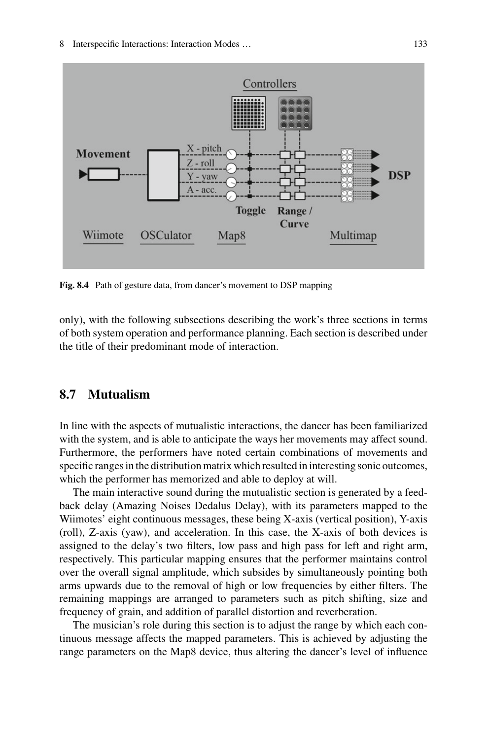Controllers

Movement

X - pitch

Z - roll

Y - yaw

A - acc.

DSP

Toggle

Range / Curve

Wiimote

OSCulator

Map8

Multimap

**Fig. 8.4** Path of gesture data, from dancer's movement to DSP mapping

only), with the following subsections describing the work's three sections in terms of both system operation and performance planning. Each section is described under the title of their predominant mode of interaction.

## 8.7 Mutualism

In line with the aspects of mutualistic interactions, the dancer has been familiarized with the system, and is able to anticipate the ways her movements may affect sound. Furthermore, the performers have noted certain combinations of movements and specific ranges in the distribution matrix which resulted in interesting sonic outcomes, which the performer has memorized and able to deploy at will.

The main interactive sound during the mutualistic section is generated by a feedback delay (Amazing Noises Dedalus Delay), with its parameters mapped to the Wiimotes' eight continuous messages, these being X-axis (vertical position), Y-axis (roll), Z-axis (yaw), and acceleration. In this case, the X-axis of both devices is assigned to the delay's two filters, low pass and high pass for left and right arm, respectively. This particular mapping ensures that the performer maintains control over the overall signal amplitude, which subsides by simultaneously pointing both arms upwards due to the removal of high or low frequencies by either filters. The remaining mappings are arranged to parameters such as pitch shifting, size and frequency of grain, and addition of parallel distortion and reverberation.

The musician's role during this section is to adjust the range by which each continuous message affects the mapped parameters. This is achieved by adjusting the range parameters on the Map8 device, thus altering the dancer's level of influence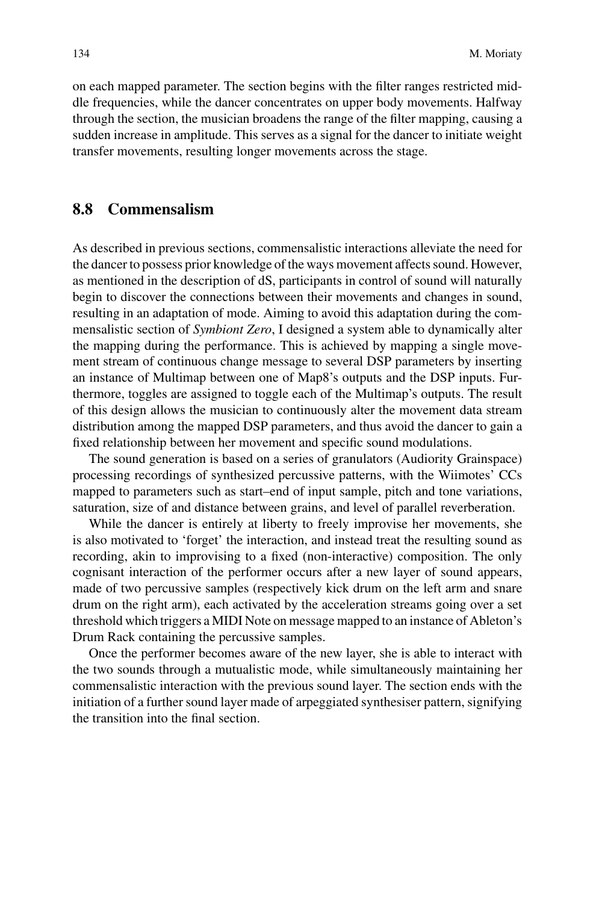on each mapped parameter. The section begins with the filter ranges restricted middle frequencies, while the dancer concentrates on upper body movements. Halfway through the section, the musician broadens the range of the filter mapping, causing a sudden increase in amplitude. This serves as a signal for the dancer to initiate weight transfer movements, resulting longer movements across the stage.

## 8.8 Commensalism

As described in previous sections, commensalistic interactions alleviate the need for the dancer to possess prior knowledge of the ways movement affects sound. However, as mentioned in the description of dS, participants in control of sound will naturally begin to discover the connections between their movements and changes in sound, resulting in an adaptation of mode. Aiming to avoid this adaptation during the commensalistic section of *Symbiont Zero*, I designed a system able to dynamically alter the mapping during the performance. This is achieved by mapping a single movement stream of continuous change message to several DSP parameters by inserting an instance of Multimap between one of Map8's outputs and the DSP inputs. Furthermore, toggles are assigned to toggle each of the Multimap's outputs. The result of this design allows the musician to continuously alter the movement data stream distribution among the mapped DSP parameters, and thus avoid the dancer to gain a fixed relationship between her movement and specific sound modulations.

The sound generation is based on a series of granulators (Audiority Grainspace) processing recordings of synthesized percussive patterns, with the Wiimotes' CCs mapped to parameters such as start–end of input sample, pitch and tone variations, saturation, size of and distance between grains, and level of parallel reverberation.

While the dancer is entirely at liberty to freely improvise her movements, she is also motivated to 'forget' the interaction, and instead treat the resulting sound as recording, akin to improvising to a fixed (non-interactive) composition. The only cognisant interaction of the performer occurs after a new layer of sound appears, made of two percussive samples (respectively kick drum on the left arm and snare drum on the right arm), each activated by the acceleration streams going over a set threshold which triggers a MIDI Note on message mapped to an instance of Ableton's Drum Rack containing the percussive samples.

Once the performer becomes aware of the new layer, she is able to interact with the two sounds through a mutualistic mode, while simultaneously maintaining her commensalistic interaction with the previous sound layer. The section ends with the initiation of a further sound layer made of arpeggiated synthesiser pattern, signifying the transition into the final section.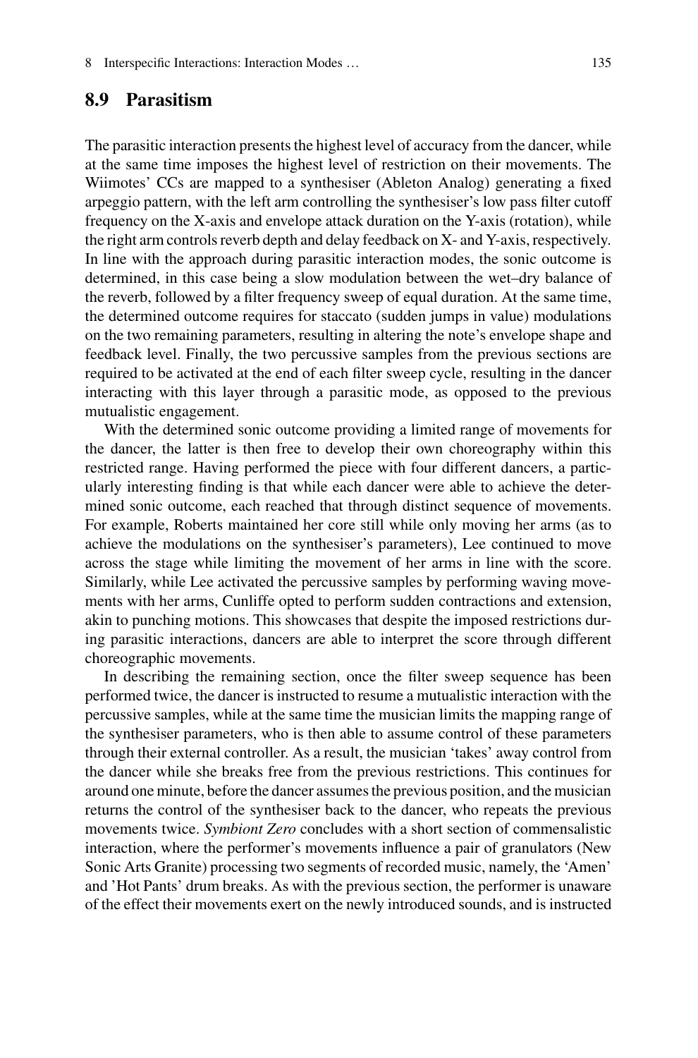## 8.9 Parasitism

The parasitic interaction presents the highest level of accuracy from the dancer, while at the same time imposes the highest level of restriction on their movements. The Wiimotes' CCs are mapped to a synthesiser (Ableton Analog) generating a fixed arpeggio pattern, with the left arm controlling the synthesiser's low pass filter cutoff frequency on the X-axis and envelope attack duration on the Y-axis (rotation), while the right arm controls reverb depth and delay feedback on X- and Y-axis, respectively. In line with the approach during parasitic interaction modes, the sonic outcome is determined, in this case being a slow modulation between the wet–dry balance of the reverb, followed by a filter frequency sweep of equal duration. At the same time, the determined outcome requires for staccato (sudden jumps in value) modulations on the two remaining parameters, resulting in altering the note's envelope shape and feedback level. Finally, the two percussive samples from the previous sections are required to be activated at the end of each filter sweep cycle, resulting in the dancer interacting with this layer through a parasitic mode, as opposed to the previous mutualistic engagement.

With the determined sonic outcome providing a limited range of movements for the dancer, the latter is then free to develop their own choreography within this restricted range. Having performed the piece with four different dancers, a particularly interesting finding is that while each dancer were able to achieve the determined sonic outcome, each reached that through distinct sequence of movements. For example, Roberts maintained her core still while only moving her arms (as to achieve the modulations on the synthesiser's parameters), Lee continued to move across the stage while limiting the movement of her arms in line with the score. Similarly, while Lee activated the percussive samples by performing waving movements with her arms, Cunliffe opted to perform sudden contractions and extension, akin to punching motions. This showcases that despite the imposed restrictions during parasitic interactions, dancers are able to interpret the score through different choreographic movements.

In describing the remaining section, once the filter sweep sequence has been performed twice, the dancer is instructed to resume a mutualistic interaction with the percussive samples, while at the same time the musician limits the mapping range of the synthesiser parameters, who is then able to assume control of these parameters through their external controller. As a result, the musician 'takes' away control from the dancer while she breaks free from the previous restrictions. This continues for around one minute, before the dancer assumes the previous position, and the musician returns the control of the synthesiser back to the dancer, who repeats the previous movements twice. *Symbiont Zero* concludes with a short section of commensalistic interaction, where the performer's movements influence a pair of granulators (New Sonic Arts Granite) processing two segments of recorded music, namely, the 'Amen' and 'Hot Pants' drum breaks. As with the previous section, the performer is unaware of the effect their movements exert on the newly introduced sounds, and is instructed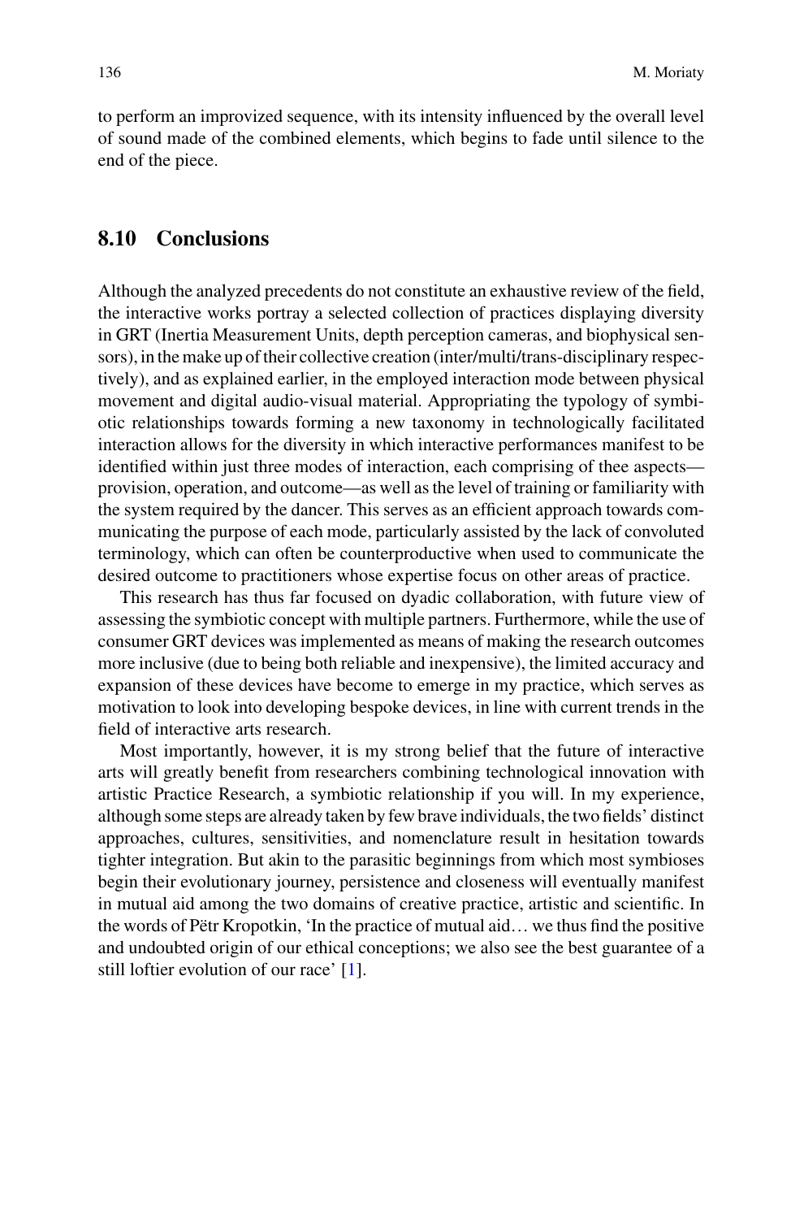to perform an improvized sequence, with its intensity influenced by the overall level of sound made of the combined elements, which begins to fade until silence to the end of the piece.

## 8.10 Conclusions

Although the analyzed precedents do not constitute an exhaustive review of the field, the interactive works portray a selected collection of practices displaying diversity in GRT (Inertia Measurement Units, depth perception cameras, and biophysical sensors), in the make up of their collective creation (inter/multi/trans-disciplinary respectively), and as explained earlier, in the employed interaction mode between physical movement and digital audio-visual material. Appropriating the typology of symbiotic relationships towards forming a new taxonomy in technologically facilitated interaction allows for the diversity in which interactive performances manifest to be identified within just three modes of interaction, each comprising of thee aspects—provision, operation, and outcome—as well as the level of training or familiarity with the system required by the dancer. This serves as an efficient approach towards communicating the purpose of each mode, particularly assisted by the lack of convoluted terminology, which can often be counterproductive when used to communicate the desired outcome to practitioners whose expertise focus on other areas of practice.

This research has thus far focused on dyadic collaboration, with future view of assessing the symbiotic concept with multiple partners. Furthermore, while the use of consumer GRT devices was implemented as means of making the research outcomes more inclusive (due to being both reliable and inexpensive), the limited accuracy and expansion of these devices have become to emerge in my practice, which serves as motivation to look into developing bespoke devices, in line with current trends in the field of interactive arts research.

Most importantly, however, it is my strong belief that the future of interactive arts will greatly benefit from researchers combining technological innovation with artistic Practice Research, a symbiotic relationship if you will. In my experience, although some steps are already taken by few brave individuals, the two fields' distinct approaches, cultures, sensitivities, and nomenclature result in hesitation towards tighter integration. But akin to the parasitic beginnings from which most symbioses begin their evolutionary journey, persistence and closeness will eventually manifest in mutual aid among the two domains of creative practice, artistic and scientific. In the words of Pëtr Kropotkin, 'In the practice of mutual aid… we thus find the positive and undoubted origin of our ethical conceptions; we also see the best guarantee of a still loftier evolution of our race' [1].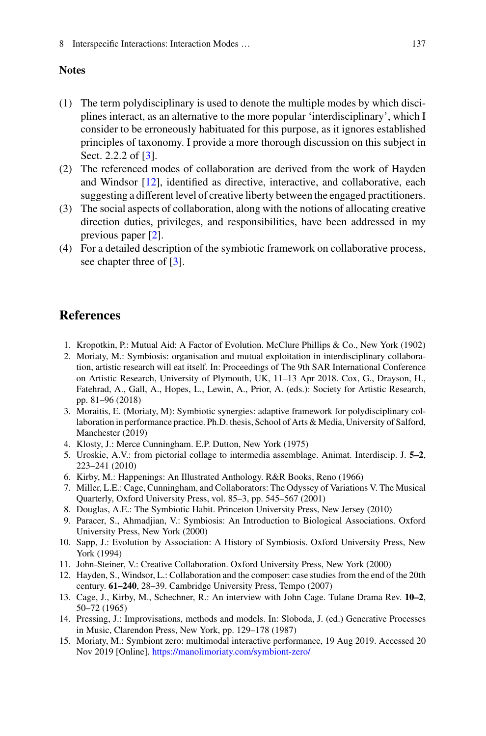## Notes

(1) The term polydisciplinary is used to denote the multiple modes by which disciplines interact, as an alternative to the more popular 'interdisciplinary', which I consider to be erroneously habituated for this purpose, as it ignores established principles of taxonomy. I provide a more thorough discussion on this subject in Sect. 2.2.2 of [3].

(2) The referenced modes of collaboration are derived from the work of Hayden and Windsor [12], identified as directive, interactive, and collaborative, each suggesting a different level of creative liberty between the engaged practitioners.

(3) The social aspects of collaboration, along with the notions of allocating creative direction duties, privileges, and responsibilities, have been addressed in my previous paper [2].

(4) For a detailed description of the symbiotic framework on collaborative process, see chapter three of [3].

## References

1. Kropotkin, P.: Mutual Aid: A Factor of Evolution. McClure Phillips & Co., New York (1902)
2. Moriaty, M.: Symbiosis: organisation and mutual exploitation in interdisciplinary collaboration, artistic research will eat itself. In: Proceedings of The 9th SAR International Conference on Artistic Research, University of Plymouth, UK, 11–13 Apr 2018. Cox, G., Drayson, H., Fatehrad, A., Gall, A., Hopes, L., Lewin, A., Prior, A. (eds.): Society for Artistic Research, pp. 81–96 (2018)
3. Moraitis, E. (Moriaty, M): Symbiotic synergies: adaptive framework for polydisciplinary collaboration in performance practice. Ph.D. thesis, School of Arts & Media, University of Salford, Manchester (2019)
4. Klosty, J.: Merce Cunningham. E.P. Dutton, New York (1975)
5. Uroskie, A.V.: from pictorial collage to intermedia assemblage. Animat. Interdiscip. J. **5–2**, 223–241 (2010)
6. Kirby, M.: Happenings: An Illustrated Anthology. R&R Books, Reno (1966)
7. Miller, L.E.: Cage, Cunningham, and Collaborators: The Odyssey of Variations V. The Musical Quarterly, Oxford University Press, vol. 85–3, pp. 545–567 (2001)
8. Douglas, A.E.: The Symbiotic Habit. Princeton University Press, New Jersey (2010)
9. Paracer, S., Ahmadjian, V.: Symbiosis: An Introduction to Biological Associations. Oxford University Press, New York (2000)
10. Sapp, J.: Evolution by Association: A History of Symbiosis. Oxford University Press, New York (1994)
11. John-Steiner, V.: Creative Collaboration. Oxford University Press, New York (2000)
12. Hayden, S., Windsor, L.: Collaboration and the composer: case studies from the end of the 20th century. **61–240**, 28–39. Cambridge University Press, Tempo (2007)
13. Cage, J., Kirby, M., Schechner, R.: An interview with John Cage. Tulane Drama Rev. **10–2**, 50–72 (1965)
14. Pressing, J.: Improvisations, methods and models. In: Sloboda, J. (ed.) Generative Processes in Music, Clarendon Press, New York, pp. 129–178 (1987)
15. Moriaty, M.: Symbiont zero: multimodal interactive performance, 19 Aug 2019. Accessed 20 Nov 2019 [Online]. https://manolimoriaty.com/symbiont-zero/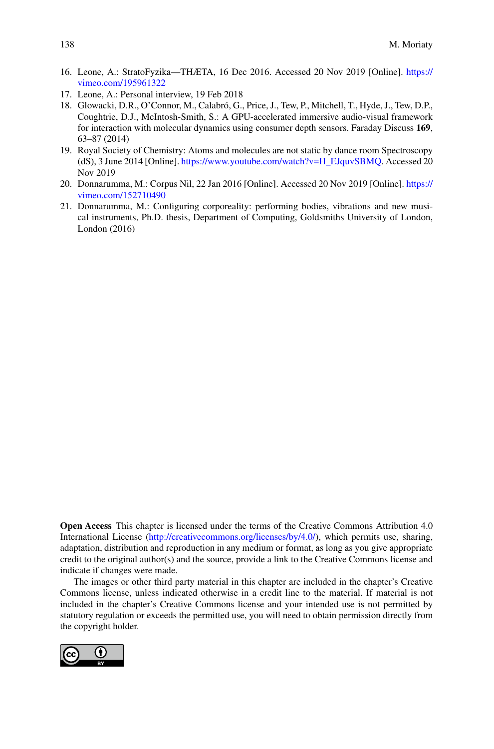16. Leone, A.: StratoFyzika—THÆTA, 16 Dec 2016. Accessed 20 Nov 2019 [Online]. https://vimeo.com/195961322
17. Leone, A.: Personal interview, 19 Feb 2018
18. Glowacki, D.R., O'Connor, M., Calabró, G., Price, J., Tew, P., Mitchell, T., Hyde, J., Tew, D.P., Coughtrie, D.J., McIntosh-Smith, S.: A GPU-accelerated immersive audio-visual framework for interaction with molecular dynamics using consumer depth sensors. Faraday Discuss **169**, 63–87 (2014)
19. Royal Society of Chemistry: Atoms and molecules are not static by dance room Spectroscopy (dS), 3 June 2014 [Online]. https://www.youtube.com/watch?v=H_EJquvSBMQ. Accessed 20 Nov 2019
20. Donnarumma, M.: Corpus Nil, 22 Jan 2016 [Online]. Accessed 20 Nov 2019 [Online]. https://vimeo.com/152710490
21. Donnarumma, M.: Configuring corporeality: performing bodies, vibrations and new musical instruments, Ph.D. thesis, Department of Computing, Goldsmiths University of London, London (2016)

**Open Access** This chapter is licensed under the terms of the Creative Commons Attribution 4.0 International License (http://creativecommons.org/licenses/by/4.0/), which permits use, sharing, adaptation, distribution and reproduction in any medium or format, as long as you give appropriate credit to the original author(s) and the source, provide a link to the Creative Commons license and indicate if changes were made.

The images or other third party material in this chapter are included in the chapter's Creative Commons license, unless indicated otherwise in a credit line to the material. If material is not included in the chapter's Creative Commons license and your intended use is not permitted by statutory regulation or exceeds the permitted use, you will need to obtain permission directly from the copyright holder.